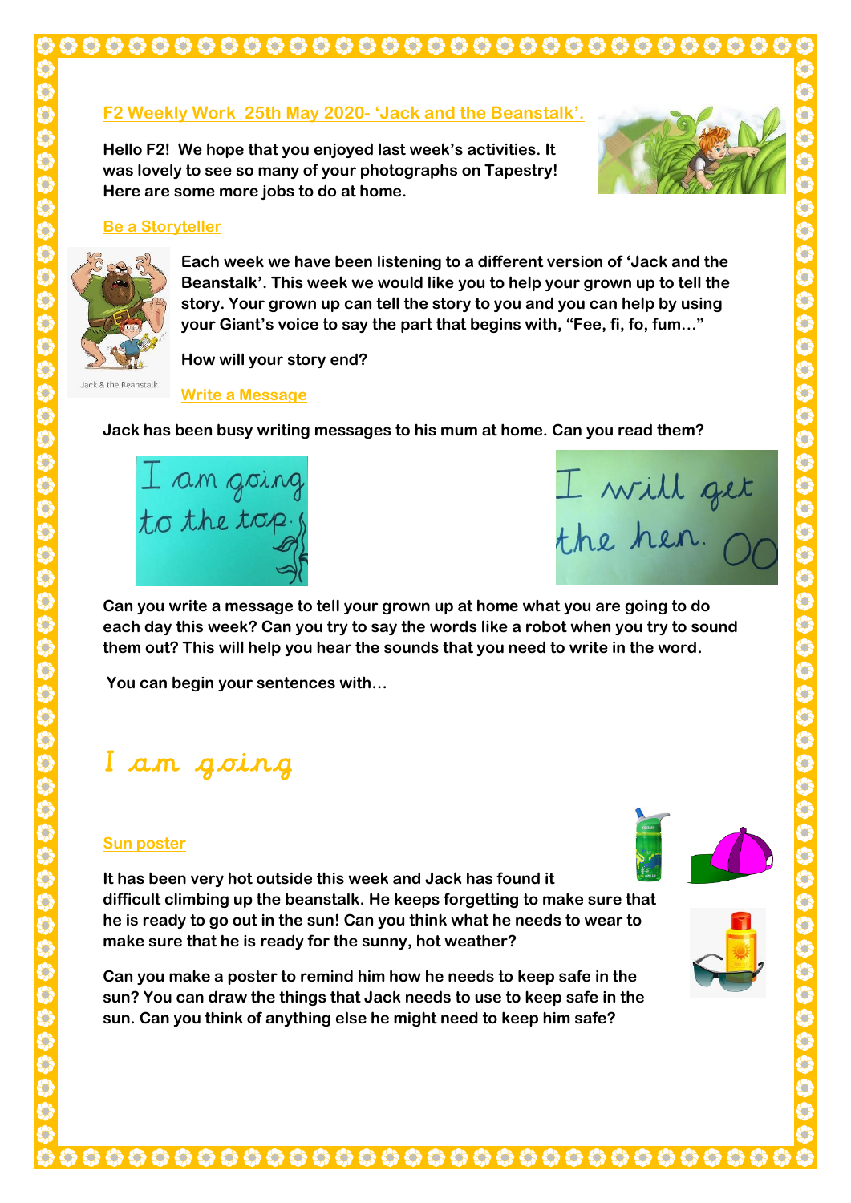## F2 Weekly Work 25th May 2020- 'Jack and the Beanstalk'.

**Hello F2! We hope that you enjoyed last week's activities. It was lovely to see so many of your photographs on Tapestry! Here are some more jobs to do at home.**

### Be a Storyteller

Jack & the Beanstalk

**Each week we have been listening to a different version of 'Jack and the Beanstalk'. This week we would like you to help your grown up to tell the story. Your grown up can tell the story to you and you can help by using your Giant's voice to say the part that begins with, "Fee, fi, fo, fum…"**

**How will your story end?**

### Write a Message

**Jack has been busy writing messages to his mum at home. Can you read them?**

I am going to the top.

I will get the hen.

**Can you write a message to tell your grown up at home what you are going to do each day this week? Can you try to say the words like a robot when you try to sound them out? This will help you hear the sounds that you need to write in the word.**

**You can begin your sentences with…**

I am going

### Sun poster

**It has been very hot outside this week and Jack has found it difficult climbing up the beanstalk. He keeps forgetting to make sure that he is ready to go out in the sun! Can you think what he needs to wear to make sure that he is ready for the sunny, hot weather?**

**Can you make a poster to remind him how he needs to keep safe in the sun? You can draw the things that Jack needs to use to keep safe in the sun. Can you think of anything else he might need to keep him safe?**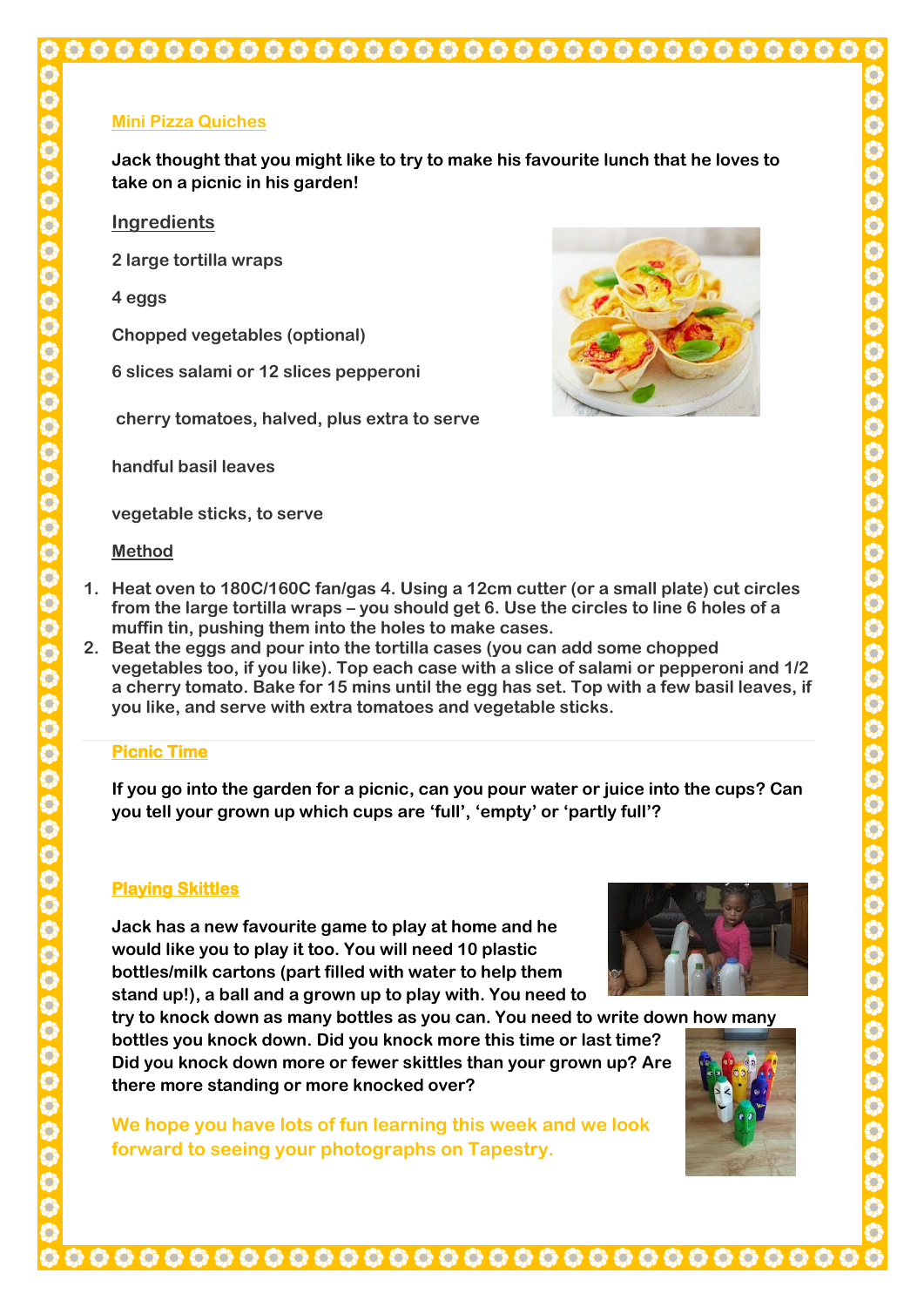## Mini Pizza Quiches

**Jack thought that you might like to try to make his favourite lunch that he loves to take on a picnic in his garden!**

### Ingredients

2 large tortilla wraps

4 eggs

Chopped vegetables (optional)

6 slices salami or 12 slices pepperoni

cherry tomatoes, halved, plus extra to serve

handful basil leaves

vegetable sticks, to serve

### Method

1. Heat oven to 180C/160C fan/gas 4. Using a 12cm cutter (or a small plate) cut circles from the large tortilla wraps – you should get 6. Use the circles to line 6 holes of a muffin tin, pushing them into the holes to make cases.
2. Beat the eggs and pour into the tortilla cases (you can add some chopped vegetables too, if you like). Top each case with a slice of salami or pepperoni and 1/2 a cherry tomato. Bake for 15 mins until the egg has set. Top with a few basil leaves, if you like, and serve with extra tomatoes and vegetable sticks.

## Picnic Time

**If you go into the garden for a picnic, can you pour water or juice into the cups? Can you tell your grown up which cups are 'full', 'empty' or 'partly full'?**

## Playing Skittles

**Jack has a new favourite game to play at home and he would like you to play it too. You will need 10 plastic bottles/milk cartons (part filled with water to help them stand up!), a ball and a grown up to play with. You need to try to knock down as many bottles as you can. You need to write down how many bottles you knock down. Did you knock more this time or last time? Did you knock down more or fewer skittles than your grown up? Are there more standing or more knocked over?**

**We hope you have lots of fun learning this week and we look forward to seeing your photographs on Tapestry.**